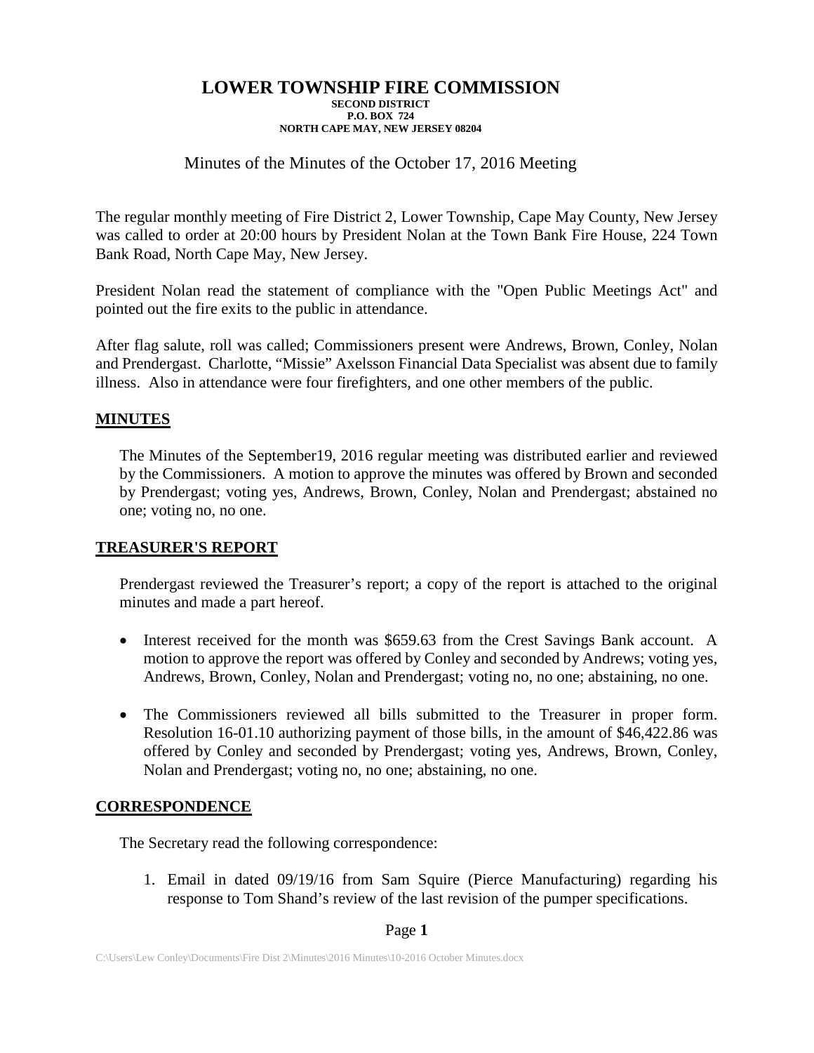# LOWER TOWNSHIP FIRE COMMISSION

**SECOND DISTRICT**
**P.O. BOX 724**
**NORTH CAPE MAY, NEW JERSEY 08204**

Minutes of the Minutes of the October 17, 2016 Meeting

The regular monthly meeting of Fire District 2, Lower Township, Cape May County, New Jersey was called to order at 20:00 hours by President Nolan at the Town Bank Fire House, 224 Town Bank Road, North Cape May, New Jersey.

President Nolan read the statement of compliance with the "Open Public Meetings Act" and pointed out the fire exits to the public in attendance.

After flag salute, roll was called; Commissioners present were Andrews, Brown, Conley, Nolan and Prendergast. Charlotte, "Missie" Axelsson Financial Data Specialist was absent due to family illness. Also in attendance were four firefighters, and one other members of the public.

## MINUTES

The Minutes of the September19, 2016 regular meeting was distributed earlier and reviewed by the Commissioners. A motion to approve the minutes was offered by Brown and seconded by Prendergast; voting yes, Andrews, Brown, Conley, Nolan and Prendergast; abstained no one; voting no, no one.

## TREASURER'S REPORT

Prendergast reviewed the Treasurer's report; a copy of the report is attached to the original minutes and made a part hereof.

- Interest received for the month was $659.63 from the Crest Savings Bank account. A motion to approve the report was offered by Conley and seconded by Andrews; voting yes, Andrews, Brown, Conley, Nolan and Prendergast; voting no, no one; abstaining, no one.
- The Commissioners reviewed all bills submitted to the Treasurer in proper form. Resolution 16-01.10 authorizing payment of those bills, in the amount of $46,422.86 was offered by Conley and seconded by Prendergast; voting yes, Andrews, Brown, Conley, Nolan and Prendergast; voting no, no one; abstaining, no one.

## CORRESPONDENCE

The Secretary read the following correspondence:

1. Email in dated 09/19/16 from Sam Squire (Pierce Manufacturing) regarding his response to Tom Shand's review of the last revision of the pumper specifications.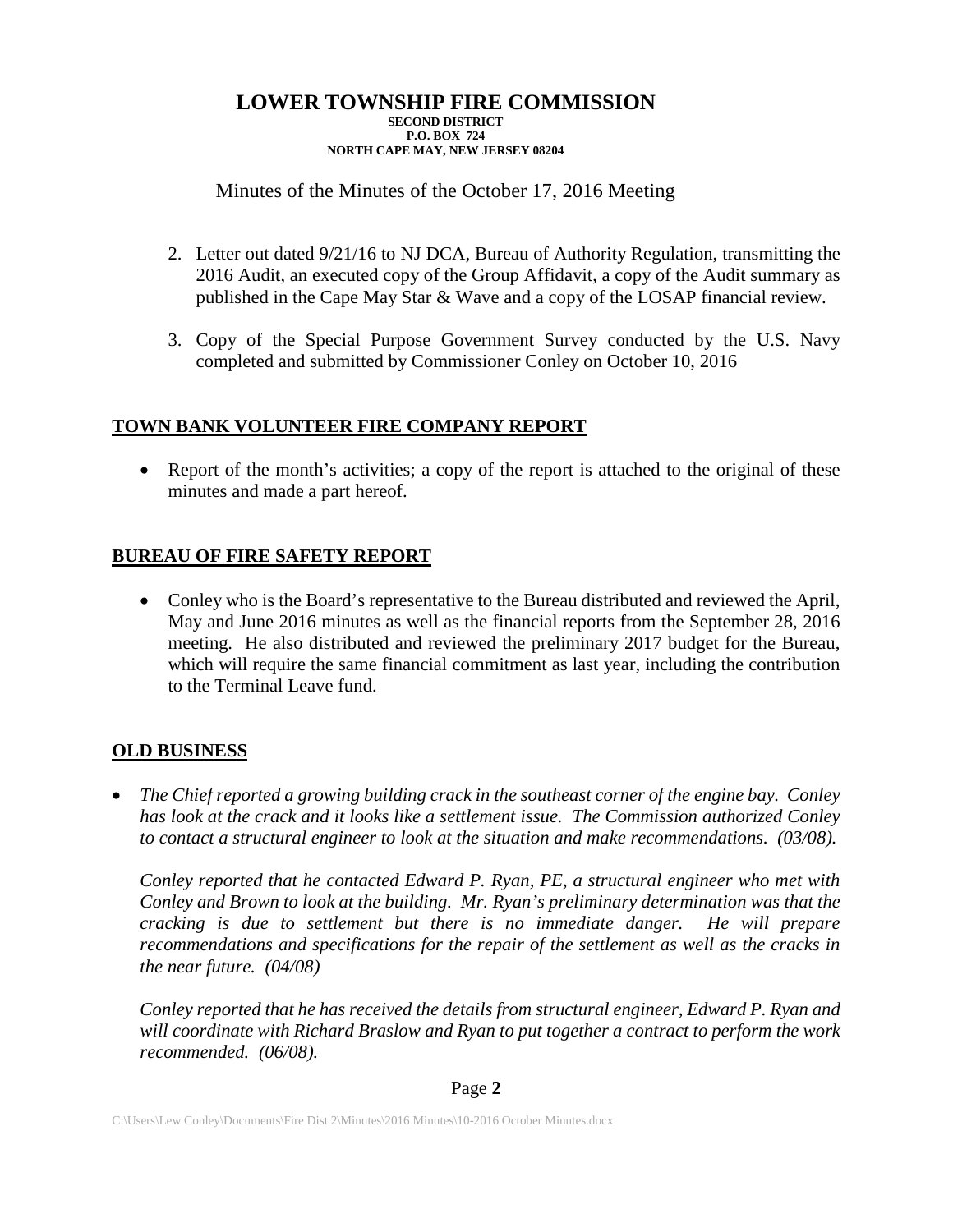# LOWER TOWNSHIP FIRE COMMISSION

**SECOND DISTRICT**
**P.O. BOX 724**
**NORTH CAPE MAY, NEW JERSEY 08204**

Minutes of the Minutes of the October 17, 2016 Meeting

2. Letter out dated 9/21/16 to NJ DCA, Bureau of Authority Regulation, transmitting the 2016 Audit, an executed copy of the Group Affidavit, a copy of the Audit summary as published in the Cape May Star & Wave and a copy of the LOSAP financial review.

3. Copy of the Special Purpose Government Survey conducted by the U.S. Navy completed and submitted by Commissioner Conley on October 10, 2016

## TOWN BANK VOLUNTEER FIRE COMPANY REPORT

- Report of the month's activities; a copy of the report is attached to the original of these minutes and made a part hereof.

## BUREAU OF FIRE SAFETY REPORT

- Conley who is the Board's representative to the Bureau distributed and reviewed the April, May and June 2016 minutes as well as the financial reports from the September 28, 2016 meeting. He also distributed and reviewed the preliminary 2017 budget for the Bureau, which will require the same financial commitment as last year, including the contribution to the Terminal Leave fund.

## OLD BUSINESS

- *The Chief reported a growing building crack in the southeast corner of the engine bay. Conley has look at the crack and it looks like a settlement issue. The Commission authorized Conley to contact a structural engineer to look at the situation and make recommendations. (03/08).*

  *Conley reported that he contacted Edward P. Ryan, PE, a structural engineer who met with Conley and Brown to look at the building. Mr. Ryan's preliminary determination was that the cracking is due to settlement but there is no immediate danger. He will prepare recommendations and specifications for the repair of the settlement as well as the cracks in the near future. (04/08)*

  *Conley reported that he has received the details from structural engineer, Edward P. Ryan and will coordinate with Richard Braslow and Ryan to put together a contract to perform the work recommended. (06/08).*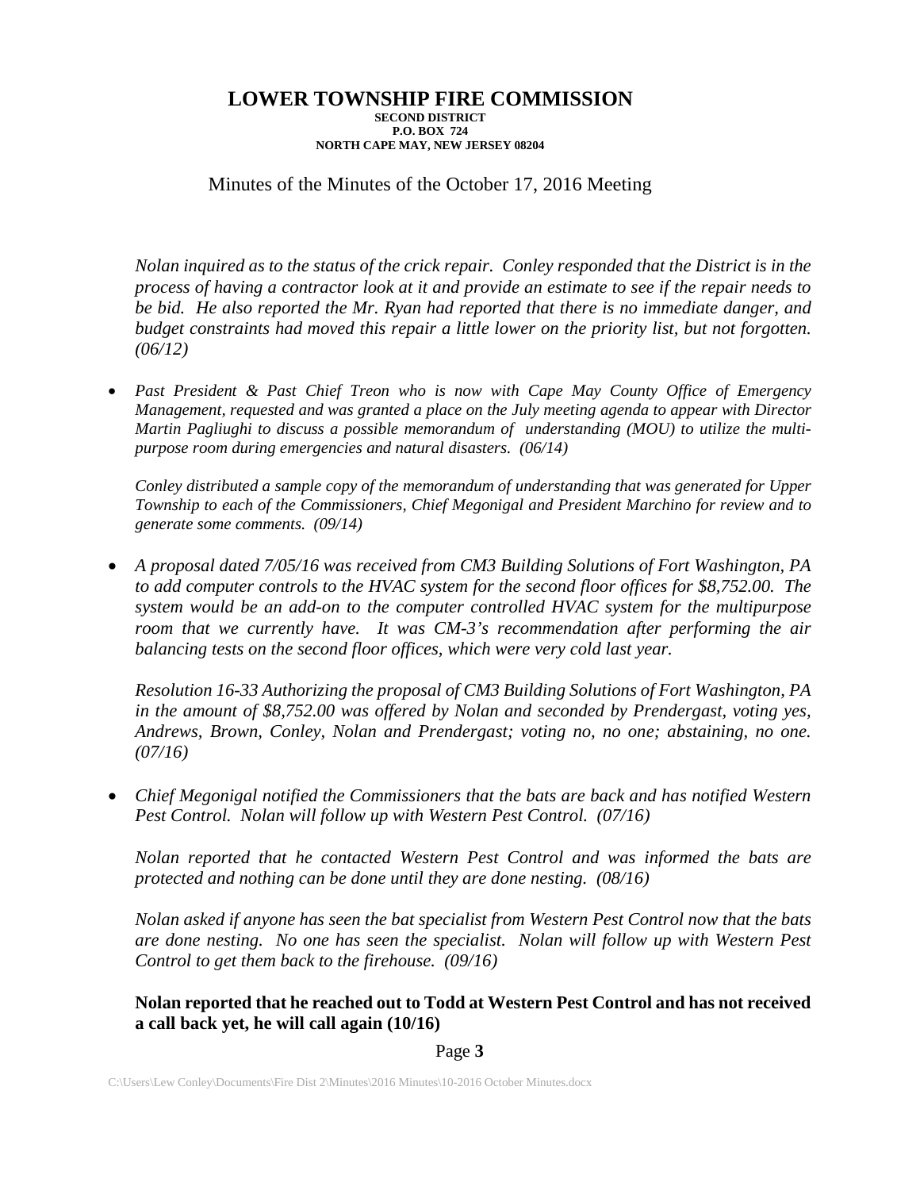# LOWER TOWNSHIP FIRE COMMISSION

**SECOND DISTRICT**
**P.O. BOX 724**
**NORTH CAPE MAY, NEW JERSEY 08204**

Minutes of the Minutes of the October 17, 2016 Meeting

*Nolan inquired as to the status of the crick repair. Conley responded that the District is in the process of having a contractor look at it and provide an estimate to see if the repair needs to be bid. He also reported the Mr. Ryan had reported that there is no immediate danger, and budget constraints had moved this repair a little lower on the priority list, but not forgotten. (06/12)*

- *Past President & Past Chief Treon who is now with Cape May County Office of Emergency Management, requested and was granted a place on the July meeting agenda to appear with Director Martin Pagliughi to discuss a possible memorandum of understanding (MOU) to utilize the multi-purpose room during emergencies and natural disasters. (06/14)*

  *Conley distributed a sample copy of the memorandum of understanding that was generated for Upper Township to each of the Commissioners, Chief Megonigal and President Marchino for review and to generate some comments. (09/14)*

- *A proposal dated 7/05/16 was received from CM3 Building Solutions of Fort Washington, PA to add computer controls to the HVAC system for the second floor offices for $8,752.00. The system would be an add-on to the computer controlled HVAC system for the multipurpose room that we currently have. It was CM-3's recommendation after performing the air balancing tests on the second floor offices, which were very cold last year.*

  *Resolution 16-33 Authorizing the proposal of CM3 Building Solutions of Fort Washington, PA in the amount of $8,752.00 was offered by Nolan and seconded by Prendergast, voting yes, Andrews, Brown, Conley, Nolan and Prendergast; voting no, no one; abstaining, no one. (07/16)*

- *Chief Megonigal notified the Commissioners that the bats are back and has notified Western Pest Control. Nolan will follow up with Western Pest Control. (07/16)*

  *Nolan reported that he contacted Western Pest Control and was informed the bats are protected and nothing can be done until they are done nesting. (08/16)*

  *Nolan asked if anyone has seen the bat specialist from Western Pest Control now that the bats are done nesting. No one has seen the specialist. Nolan will follow up with Western Pest Control to get them back to the firehouse. (09/16)*

  **Nolan reported that he reached out to Todd at Western Pest Control and has not received a call back yet, he will call again (10/16)**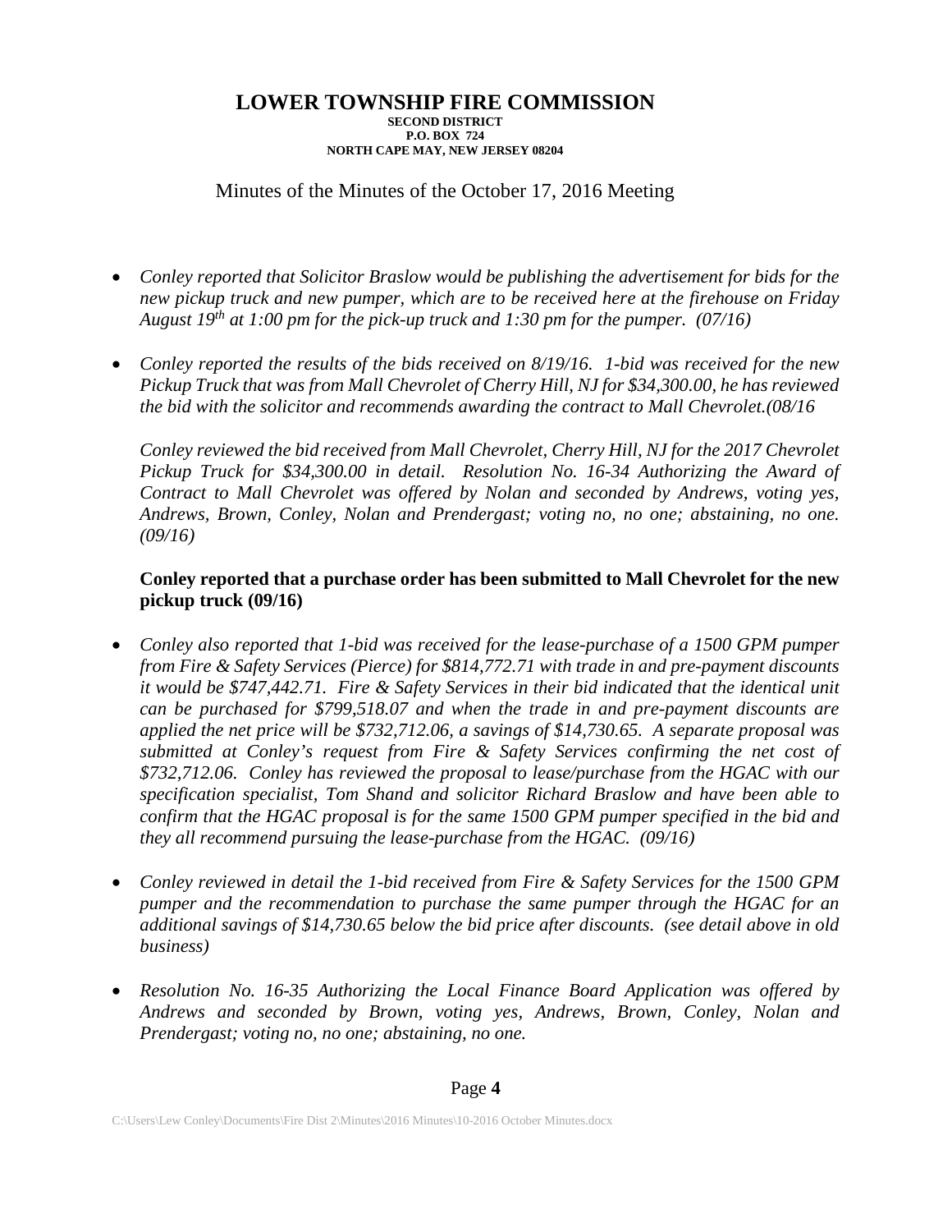# LOWER TOWNSHIP FIRE COMMISSION

**SECOND DISTRICT**
**P.O. BOX 724**
**NORTH CAPE MAY, NEW JERSEY 08204**

Minutes of the Minutes of the October 17, 2016 Meeting

- *Conley reported that Solicitor Braslow would be publishing the advertisement for bids for the new pickup truck and new pumper, which are to be received here at the firehouse on Friday August 19th at 1:00 pm for the pick-up truck and 1:30 pm for the pumper. (07/16)*

- *Conley reported the results of the bids received on 8/19/16. 1-bid was received for the new Pickup Truck that was from Mall Chevrolet of Cherry Hill, NJ for $34,300.00, he has reviewed the bid with the solicitor and recommends awarding the contract to Mall Chevrolet.(08/16*

  *Conley reviewed the bid received from Mall Chevrolet, Cherry Hill, NJ for the 2017 Chevrolet Pickup Truck for $34,300.00 in detail. Resolution No. 16-34 Authorizing the Award of Contract to Mall Chevrolet was offered by Nolan and seconded by Andrews, voting yes, Andrews, Brown, Conley, Nolan and Prendergast; voting no, no one; abstaining, no one. (09/16)*

  **Conley reported that a purchase order has been submitted to Mall Chevrolet for the new pickup truck (09/16)**

- *Conley also reported that 1-bid was received for the lease-purchase of a 1500 GPM pumper from Fire & Safety Services (Pierce) for $814,772.71 with trade in and pre-payment discounts it would be $747,442.71. Fire & Safety Services in their bid indicated that the identical unit can be purchased for $799,518.07 and when the trade in and pre-payment discounts are applied the net price will be $732,712.06, a savings of $14,730.65. A separate proposal was submitted at Conley's request from Fire & Safety Services confirming the net cost of $732,712.06. Conley has reviewed the proposal to lease/purchase from the HGAC with our specification specialist, Tom Shand and solicitor Richard Braslow and have been able to confirm that the HGAC proposal is for the same 1500 GPM pumper specified in the bid and they all recommend pursuing the lease-purchase from the HGAC. (09/16)*

- *Conley reviewed in detail the 1-bid received from Fire & Safety Services for the 1500 GPM pumper and the recommendation to purchase the same pumper through the HGAC for an additional savings of $14,730.65 below the bid price after discounts. (see detail above in old business)*

- *Resolution No. 16-35 Authorizing the Local Finance Board Application was offered by Andrews and seconded by Brown, voting yes, Andrews, Brown, Conley, Nolan and Prendergast; voting no, no one; abstaining, no one.*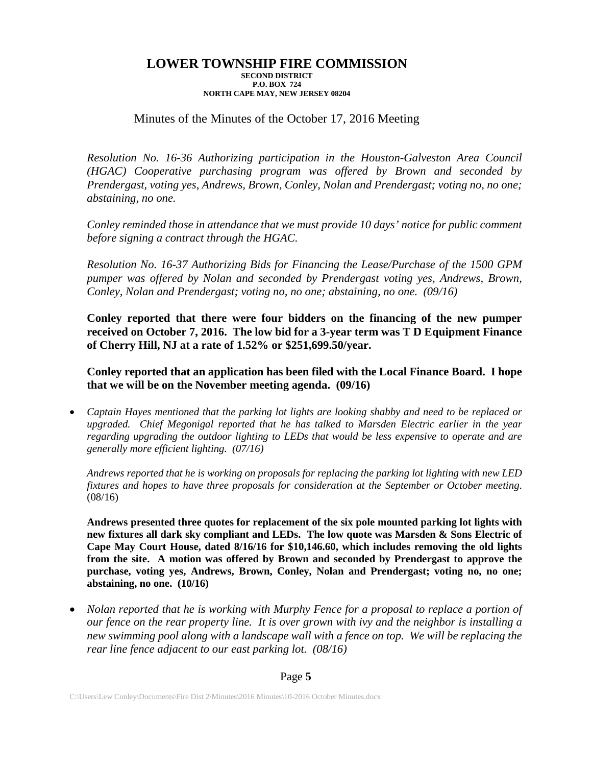# LOWER TOWNSHIP FIRE COMMISSION

**SECOND DISTRICT**
**P.O. BOX 724**
**NORTH CAPE MAY, NEW JERSEY 08204**

Minutes of the Minutes of the October 17, 2016 Meeting

*Resolution No. 16-36 Authorizing participation in the Houston-Galveston Area Council (HGAC) Cooperative purchasing program was offered by Brown and seconded by Prendergast, voting yes, Andrews, Brown, Conley, Nolan and Prendergast; voting no, no one; abstaining, no one.*

*Conley reminded those in attendance that we must provide 10 days' notice for public comment before signing a contract through the HGAC.*

*Resolution No. 16-37 Authorizing Bids for Financing the Lease/Purchase of the 1500 GPM pumper was offered by Nolan and seconded by Prendergast voting yes, Andrews, Brown, Conley, Nolan and Prendergast; voting no, no one; abstaining, no one. (09/16)*

**Conley reported that there were four bidders on the financing of the new pumper received on October 7, 2016. The low bid for a 3-year term was T D Equipment Finance of Cherry Hill, NJ at a rate of 1.52% or $251,699.50/year.**

**Conley reported that an application has been filed with the Local Finance Board. I hope that we will be on the November meeting agenda. (09/16)**

- *Captain Hayes mentioned that the parking lot lights are looking shabby and need to be replaced or upgraded. Chief Megonigal reported that he has talked to Marsden Electric earlier in the year regarding upgrading the outdoor lighting to LEDs that would be less expensive to operate and are generally more efficient lighting. (07/16)*

  *Andrews reported that he is working on proposals for replacing the parking lot lighting with new LED fixtures and hopes to have three proposals for consideration at the September or October meeting.* (08/16)

  **Andrews presented three quotes for replacement of the six pole mounted parking lot lights with new fixtures all dark sky compliant and LEDs. The low quote was Marsden & Sons Electric of Cape May Court House, dated 8/16/16 for $10,146.60, which includes removing the old lights from the site. A motion was offered by Brown and seconded by Prendergast to approve the purchase, voting yes, Andrews, Brown, Conley, Nolan and Prendergast; voting no, no one; abstaining, no one. (10/16)**

- *Nolan reported that he is working with Murphy Fence for a proposal to replace a portion of our fence on the rear property line. It is over grown with ivy and the neighbor is installing a new swimming pool along with a landscape wall with a fence on top. We will be replacing the rear line fence adjacent to our east parking lot. (08/16)*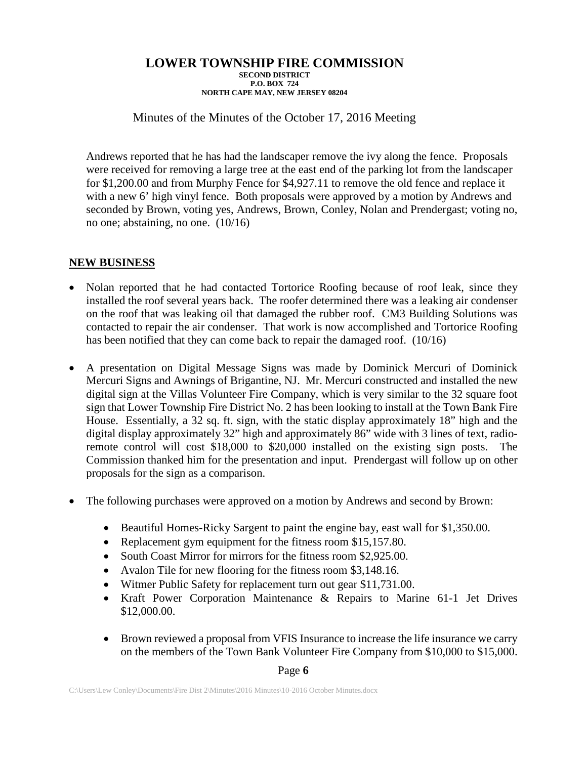# LOWER TOWNSHIP FIRE COMMISSION

**SECOND DISTRICT**
**P.O. BOX 724**
**NORTH CAPE MAY, NEW JERSEY 08204**

Minutes of the Minutes of the October 17, 2016 Meeting

Andrews reported that he has had the landscaper remove the ivy along the fence. Proposals were received for removing a large tree at the east end of the parking lot from the landscaper for $1,200.00 and from Murphy Fence for $4,927.11 to remove the old fence and replace it with a new 6' high vinyl fence. Both proposals were approved by a motion by Andrews and seconded by Brown, voting yes, Andrews, Brown, Conley, Nolan and Prendergast; voting no, no one; abstaining, no one. (10/16)

## NEW BUSINESS

- Nolan reported that he had contacted Tortorice Roofing because of roof leak, since they installed the roof several years back. The roofer determined there was a leaking air condenser on the roof that was leaking oil that damaged the rubber roof. CM3 Building Solutions was contacted to repair the air condenser. That work is now accomplished and Tortorice Roofing has been notified that they can come back to repair the damaged roof. (10/16)

- A presentation on Digital Message Signs was made by Dominick Mercuri of Dominick Mercuri Signs and Awnings of Brigantine, NJ. Mr. Mercuri constructed and installed the new digital sign at the Villas Volunteer Fire Company, which is very similar to the 32 square foot sign that Lower Township Fire District No. 2 has been looking to install at the Town Bank Fire House. Essentially, a 32 sq. ft. sign, with the static display approximately 18" high and the digital display approximately 32" high and approximately 86" wide with 3 lines of text, radio-remote control will cost $18,000 to $20,000 installed on the existing sign posts. The Commission thanked him for the presentation and input. Prendergast will follow up on other proposals for the sign as a comparison.

- The following purchases were approved on a motion by Andrews and second by Brown:

  - Beautiful Homes-Ricky Sargent to paint the engine bay, east wall for $1,350.00.
  - Replacement gym equipment for the fitness room $15,157.80.
  - South Coast Mirror for mirrors for the fitness room $2,925.00.
  - Avalon Tile for new flooring for the fitness room $3,148.16.
  - Witmer Public Safety for replacement turn out gear $11,731.00.
  - Kraft Power Corporation Maintenance & Repairs to Marine 61-1 Jet Drives $12,000.00.

  - Brown reviewed a proposal from VFIS Insurance to increase the life insurance we carry on the members of the Town Bank Volunteer Fire Company from $10,000 to $15,000.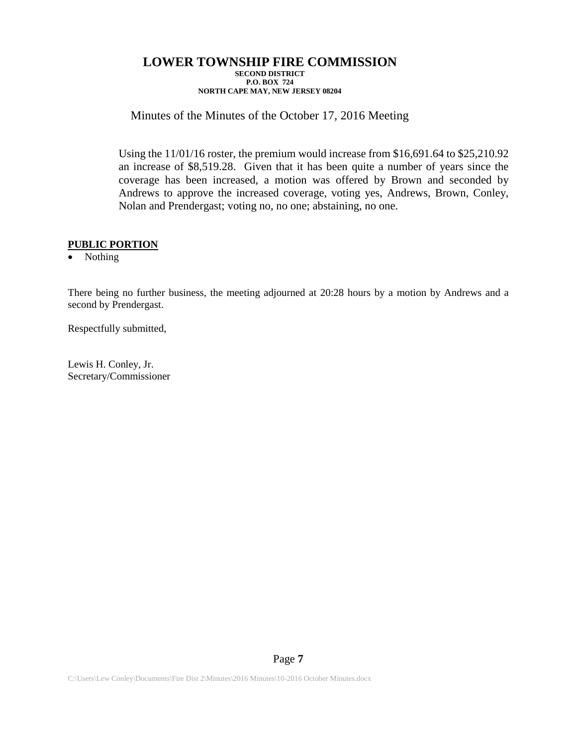Using the 11/01/16 roster, the premium would increase from $16,691.64 to $25,210.92 an increase of $8,519.28. Given that it has been quite a number of years since the coverage has been increased, a motion was offered by Brown and seconded by Andrews to approve the increased coverage, voting yes, Andrews, Brown, Conley, Nolan and Prendergast; voting no, no one; abstaining, no one.

**PUBLIC PORTION**

- Nothing

There being no further business, the meeting adjourned at 20:28 hours by a motion by Andrews and a second by Prendergast.

Respectfully submitted,

Lewis H. Conley, Jr.
Secretary/Commissioner